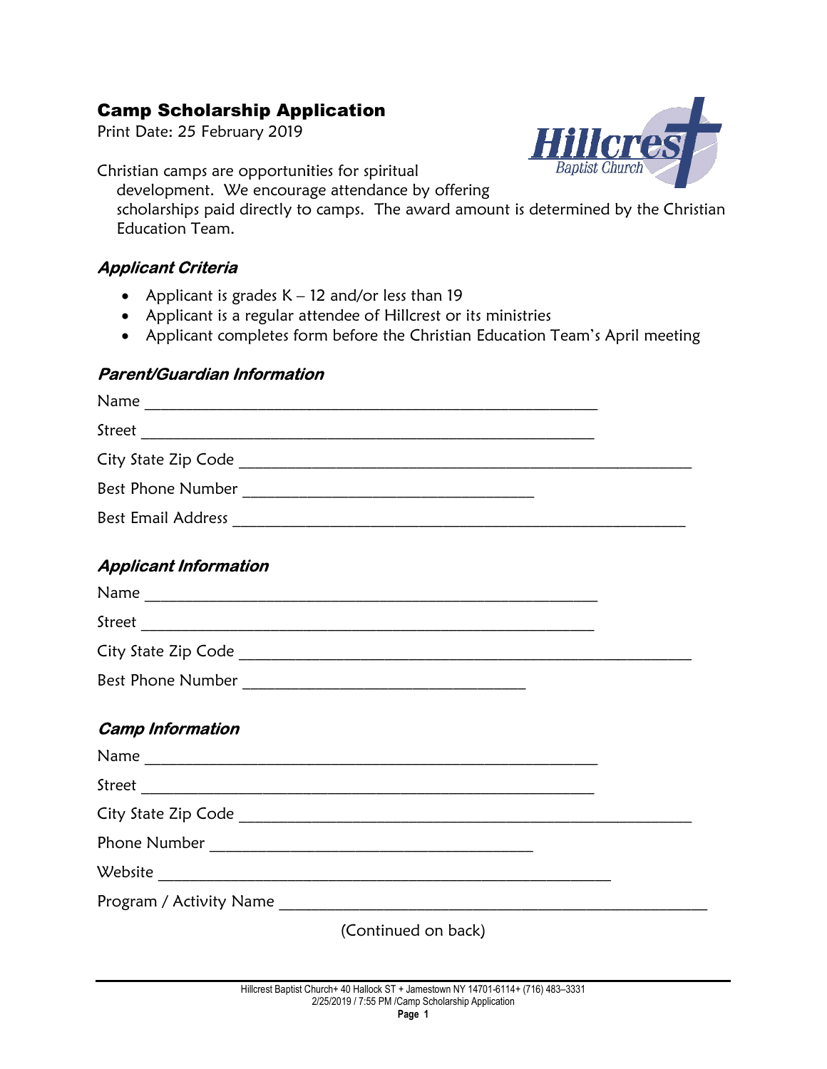# Camp Scholarship Application

Print Date: 25 February 2019

Hillcrest Baptist Church

Christian camps are opportunities for spiritual development. We encourage attendance by offering scholarships paid directly to camps. The award amount is determined by the Christian Education Team.

### *Applicant Criteria*

- Applicant is grades K – 12 and/or less than 19
- Applicant is a regular attendee of Hillcrest or its ministries
- Applicant completes form before the Christian Education Team's April meeting

### *Parent/Guardian Information*

Name ________________________________________________

Street ________________________________________________

City State Zip Code ________________________________________________

Best Phone Number ______________________________

Best Email Address ________________________________________________

### *Applicant Information*

Name ________________________________________________

Street ________________________________________________

City State Zip Code ________________________________________________

Best Phone Number ______________________________

### *Camp Information*

Name ________________________________________________

Street ________________________________________________

City State Zip Code ________________________________________________

Phone Number ______________________________

Website ________________________________________________

Program / Activity Name ________________________________________________

(Continued on back)

Hillcrest Baptist Church+ 40 Hallock ST + Jamestown NY 14701-6114+ (716) 483–3331
2/25/2019 / 7:55 PM /Camp Scholarship Application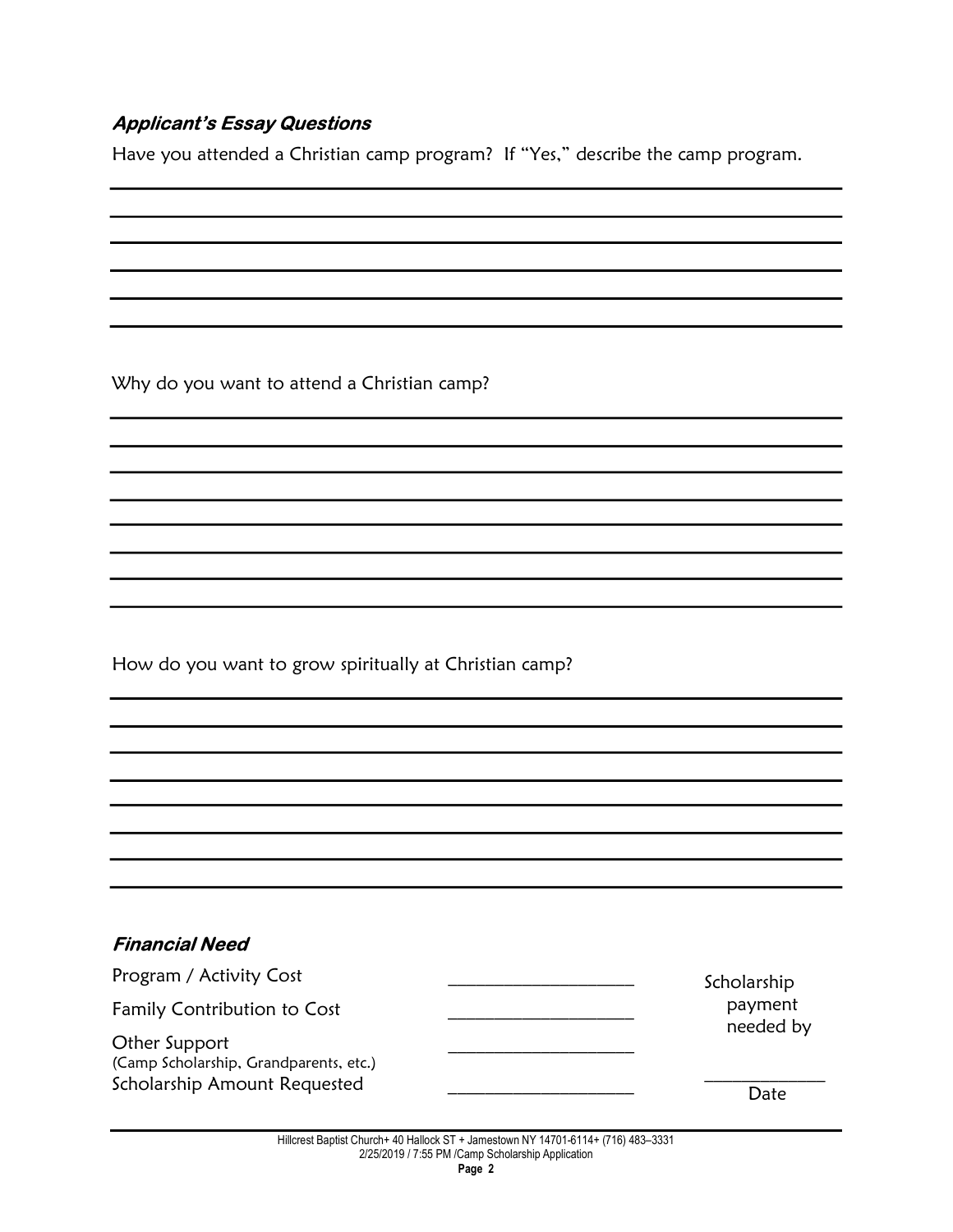### ***Applicant's Essay Questions***

Have you attended a Christian camp program? If "Yes," describe the camp program.

Why do you want to attend a Christian camp?

How do you want to grow spiritually at Christian camp?

### ***Financial Need***

| | | |
|---|---|---|
| Program / Activity Cost | ____________________ | Scholarship payment needed by |
| Family Contribution to Cost | ____________________ | |
| Other Support (Camp Scholarship, Grandparents, etc.) | ____________________ | ______________ |
| Scholarship Amount Requested | ____________________ | Date |

Hillcrest Baptist Church+ 40 Hallock ST + Jamestown NY 14701-6114+ (716) 483–3331
2/25/2019 / 7:55 PM /Camp Scholarship Application